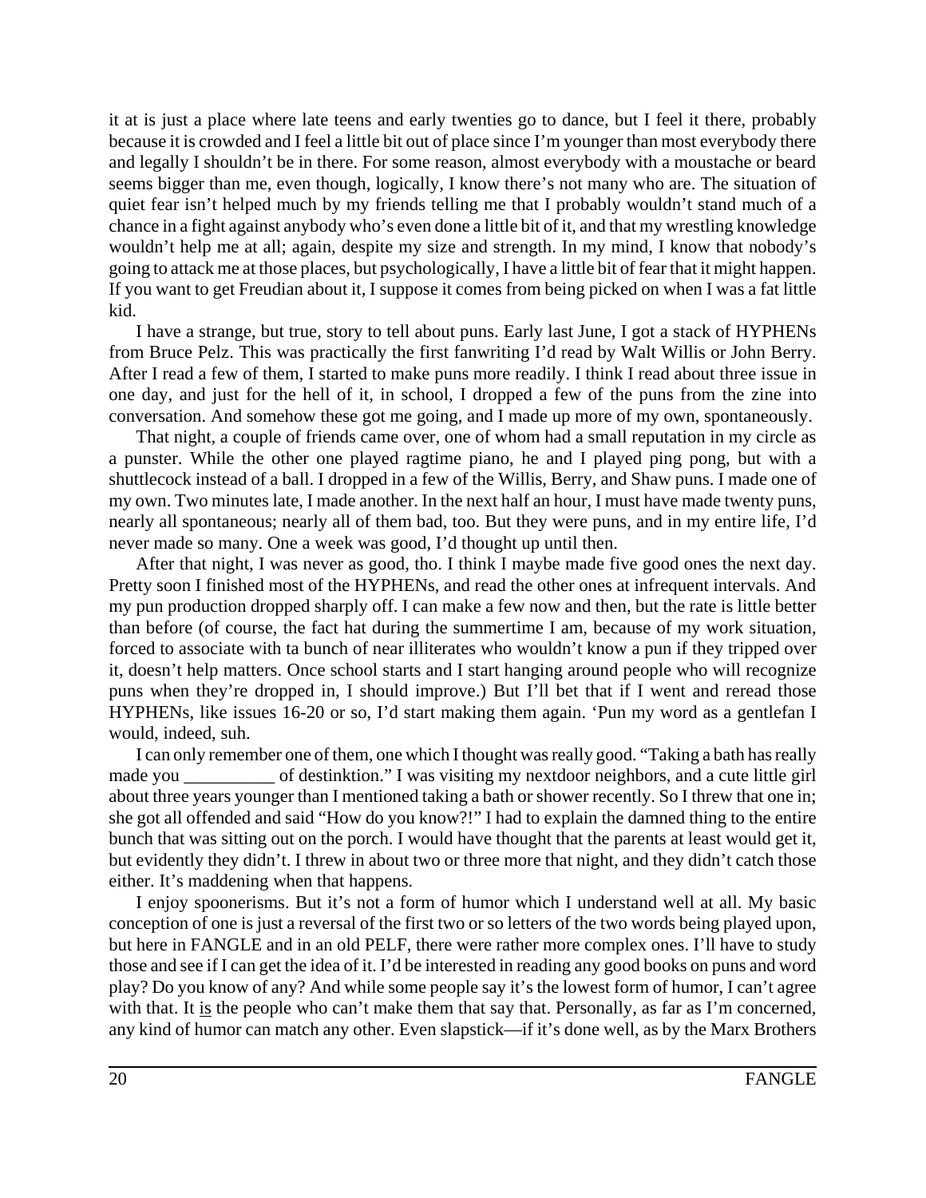it at is just a place where late teens and early twenties go to dance, but I feel it there, probably because it is crowded and I feel a little bit out of place since I'm younger than most everybody there and legally I shouldn't be in there. For some reason, almost everybody with a moustache or beard seems bigger than me, even though, logically, I know there's not many who are. The situation of quiet fear isn't helped much by my friends telling me that I probably wouldn't stand much of a chance in a fight against anybody who's even done a little bit of it, and that my wrestling knowledge wouldn't help me at all; again, despite my size and strength. In my mind, I know that nobody's going to attack me at those places, but psychologically, I have a little bit of fear that it might happen. If you want to get Freudian about it, I suppose it comes from being picked on when I was a fat little kid.

I have a strange, but true, story to tell about puns. Early last June, I got a stack of HYPHENs from Bruce Pelz. This was practically the first fanwriting I'd read by Walt Willis or John Berry. After I read a few of them, I started to make puns more readily. I think I read about three issue in one day, and just for the hell of it, in school, I dropped a few of the puns from the zine into conversation. And somehow these got me going, and I made up more of my own, spontaneously.

That night, a couple of friends came over, one of whom had a small reputation in my circle as a punster. While the other one played ragtime piano, he and I played ping pong, but with a shuttlecock instead of a ball. I dropped in a few of the Willis, Berry, and Shaw puns. I made one of my own. Two minutes late, I made another. In the next half an hour, I must have made twenty puns, nearly all spontaneous; nearly all of them bad, too. But they were puns, and in my entire life, I'd never made so many. One a week was good, I'd thought up until then.

After that night, I was never as good, tho. I think I maybe made five good ones the next day. Pretty soon I finished most of the HYPHENs, and read the other ones at infrequent intervals. And my pun production dropped sharply off. I can make a few now and then, but the rate is little better than before (of course, the fact hat during the summertime I am, because of my work situation, forced to associate with ta bunch of near illiterates who wouldn't know a pun if they tripped over it, doesn't help matters. Once school starts and I start hanging around people who will recognize puns when they're dropped in, I should improve.) But I'll bet that if I went and reread those HYPHENs, like issues 16-20 or so, I'd start making them again. 'Pun my word as a gentlefan I would, indeed, suh.

I can only remember one of them, one which I thought was really good. "Taking a bath has really made you __________ of destinktion." I was visiting my nextdoor neighbors, and a cute little girl about three years younger than I mentioned taking a bath or shower recently. So I threw that one in; she got all offended and said "How do you know?!" I had to explain the damned thing to the entire bunch that was sitting out on the porch. I would have thought that the parents at least would get it, but evidently they didn't. I threw in about two or three more that night, and they didn't catch those either. It's maddening when that happens.

I enjoy spoonerisms. But it's not a form of humor which I understand well at all. My basic conception of one is just a reversal of the first two or so letters of the two words being played upon, but here in FANGLE and in an old PELF, there were rather more complex ones. I'll have to study those and see if I can get the idea of it. I'd be interested in reading any good books on puns and word play? Do you know of any? And while some people say it's the lowest form of humor, I can't agree with that. It <u>is</u> the people who can't make them that say that. Personally, as far as I'm concerned, any kind of humor can match any other. Even slapstick—if it's done well, as by the Marx Brothers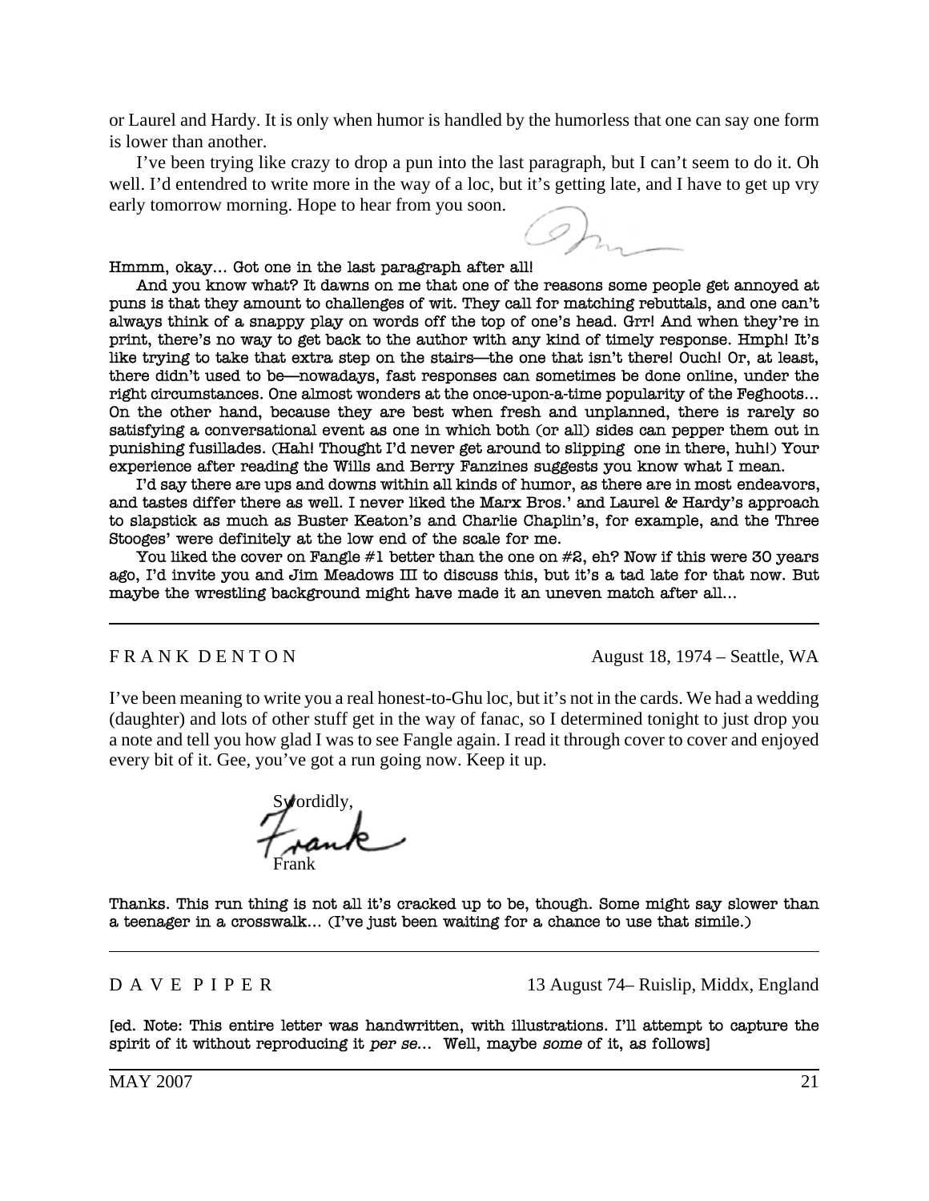or Laurel and Hardy. It is only when humor is handled by the humorless that one can say one form is lower than another.

I've been trying like crazy to drop a pun into the last paragraph, but I can't seem to do it. Oh well. I'd entendred to write more in the way of a loc, but it's getting late, and I have to get up vry early tomorrow morning. Hope to hear from you soon.

Hmmm, okay… Got one in the last paragraph after all!

And you know what? It dawns on me that one of the reasons some people get annoyed at puns is that they amount to challenges of wit. They call for matching rebuttals, and one can't always think of a snappy play on words off the top of one's head. Grr! And when they're in print, there's no way to get back to the author with any kind of timely response. Hmph! It's like trying to take that extra step on the stairs—the one that isn't there! Ouch! Or, at least, there didn't used to be—nowadays, fast responses can sometimes be done online, under the right circumstances. One almost wonders at the once-upon-a-time popularity of the Feghoots… On the other hand, because they are best when fresh and unplanned, there is rarely so satisfying a conversational event as one in which both (or all) sides can pepper them out in punishing fusillades. (Hah! Thought I'd never get around to slipping one in there, huh!) Your experience after reading the Wills and Berry Fanzines suggests you know what I mean.

I'd say there are ups and downs within all kinds of humor, as there are in most endeavors, and tastes differ there as well. I never liked the Marx Bros.' and Laurel & Hardy's approach to slapstick as much as Buster Keaton's and Charlie Chaplin's, for example, and the Three Stooges' were definitely at the low end of the scale for me.

You liked the cover on Fangle #1 better than the one on #2, eh? Now if this were 30 years ago, I'd invite you and Jim Meadows III to discuss this, but it's a tad late for that now. But maybe the wrestling background might have made it an uneven match after all…

---

F R A N K  D E N T O N — August 18, 1974 – Seattle, WA

I've been meaning to write you a real honest-to-Ghu loc, but it's not in the cards. We had a wedding (daughter) and lots of other stuff get in the way of fanac, so I determined tonight to just drop you a note and tell you how glad I was to see Fangle again. I read it through cover to cover and enjoyed every bit of it. Gee, you've got a run going now. Keep it up.

Swordidly,

Frank

Thanks. This run thing is not all it's cracked up to be, though. Some might say slower than a teenager in a crosswalk… (I've just been waiting for a chance to use that simile.)

---

D A V E  P I P E R — 13 August 74– Ruislip, Middx, England

[ed. Note: This entire letter was handwritten, with illustrations. I'll attempt to capture the spirit of it without reproducing it *per se*… Well, maybe *some* of it, as follows]